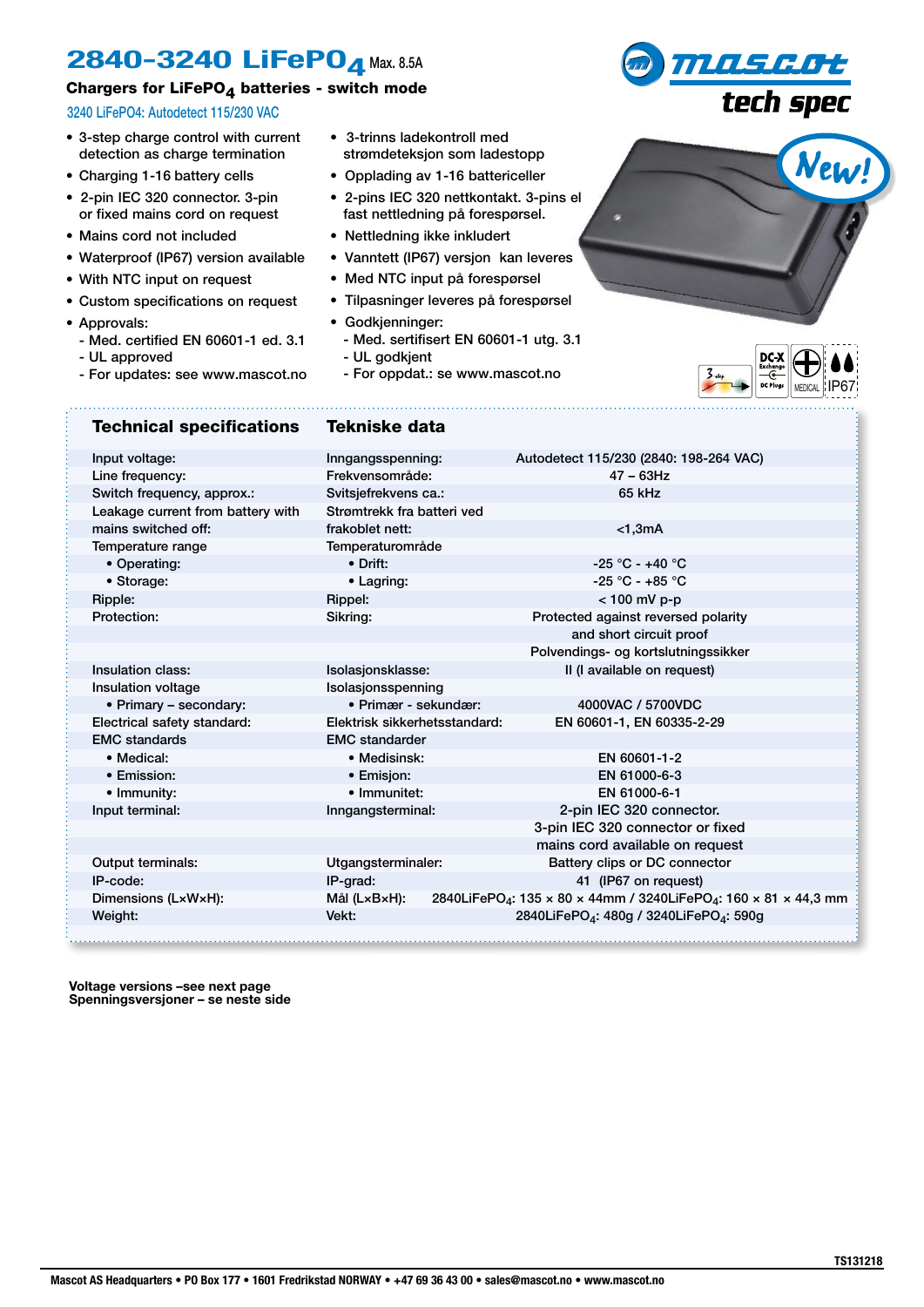# 2840-3240 $LiFePO_4$ Max. 8.5A

**Chargers for $LiFePO_4$ batteries - switch mode**

3240 LiFePO4: Autodetect 115/230 VAC

mascot tech spec

New!

- 3-step charge control with current detection as charge termination
- Charging 1-16 battery cells
- 2-pin IEC 320 connector. 3-pin or fixed mains cord on request
- Mains cord not included
- Waterproof (IP67) version available
- With NTC input on request
- Custom specifications on request
- Approvals:
  - Med. certified EN 60601-1 ed. 3.1
  - UL approved
  - For updates: see www.mascot.no

- 3-trinns ladekontroll med strømdeteksjon som ladestopp
- Opplading av 1-16 battericeller
- 2-pins IEC 320 nettkontakt. 3-pins el fast nettledning på forespørsel.
- Nettledning ikke inkludert
- Vanntett (IP67) versjon kan leveres
- Med NTC input på forespørsel
- Tilpasninger leveres på forespørsel
- Godkjenninger:
  - Med. sertifisert EN 60601-1 utg. 3.1
  - UL godkjent
  - For oppdat.: se www.mascot.no

3 step · DC-X Exchange DC Plugs · MEDICAL · IP67

| Technical specifications | Tekniske data | |
|---|---|---|
| Input voltage: | Inngangsspenning: | Autodetect 115/230 (2840: 198-264 VAC) |
| Line frequency: | Frekvensområde: | 47 – 63Hz |
| Switch frequency, approx.: | Svitsjefrekvens ca.: | 65 kHz |
| Leakage current from battery with mains switched off: | Strømtrekk fra batteri ved frakoblet nett: | <1,3mA |
| Temperature range | Temperaturområde | |
| • Operating: | • Drift: | -25 °C - +40 °C |
| • Storage: | • Lagring: | -25 °C - +85 °C |
| Ripple: | Rippel: | < 100 mV p-p |
| Protection: | Sikring: | Protected against reversed polarity and short circuit proof<br>Polvendings- og kortslutningssikker |
| Insulation class: | Isolasjonsklasse: | II (I available on request) |
| Insulation voltage | Isolasjonsspenning | |
| • Primary – secondary: | • Primær - sekundær: | 4000VAC / 5700VDC |
| Electrical safety standard: | Elektrisk sikkerhetsstandard: | EN 60601-1, EN 60335-2-29 |
| EMC standards | EMC standarder | |
| • Medical: | • Medisinsk: | EN 60601-1-2 |
| • Emission: | • Emisjon: | EN 61000-6-3 |
| • Immunity: | • Immunitet: | EN 61000-6-1 |
| Input terminal: | Inngangsterminal: | 2-pin IEC 320 connector.<br>3-pin IEC 320 connector or fixed mains cord available on request |
| Output terminals: | Utgangsterminaler: | Battery clips or DC connector |
| IP-code: | IP-grad: | 41 (IP67 on request) |
| Dimensions (LxWxH): | Mål (LxBxH): | 2840LiFePO$_4$: 135 × 80 × 44mm / 3240LiFePO$_4$: 160 × 81 × 44,3 mm |
| Weight: | Vekt: | 2840LiFePO$_4$: 480g / 3240LiFePO$_4$: 590g |

**Voltage versions –see next page**
**Spenningsversjoner – se neste side**

TS131218

Mascot AS Headquarters • PO Box 177 • 1601 Fredrikstad NORWAY • +47 69 36 43 00 • sales@mascot.no • www.mascot.no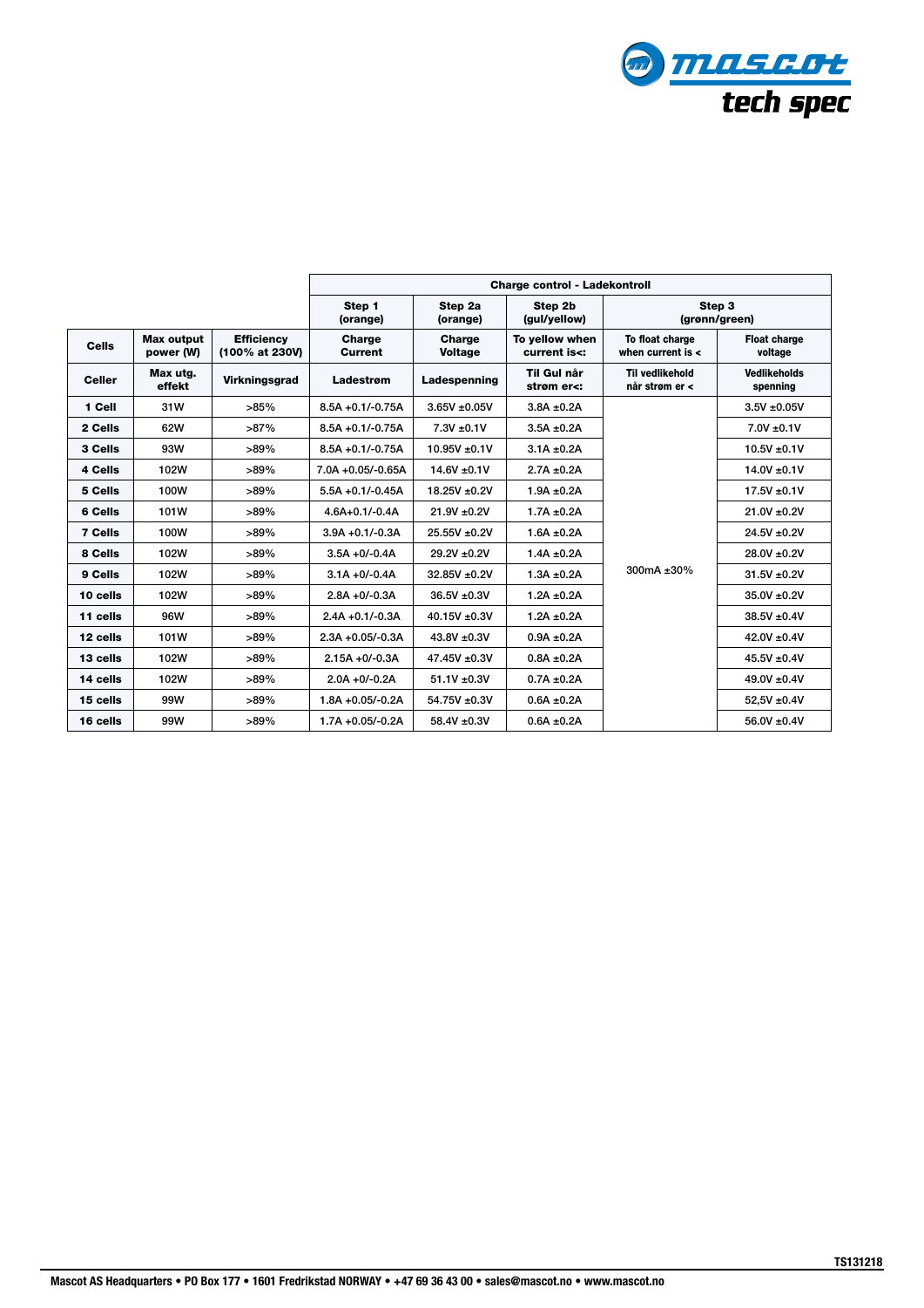| | | | Charge control - Ladekontroll | | | | |
|---|---|---|---|---|---|---|---|
| | | | Step 1 (orange) | Step 2a (orange) | Step 2b (gul/yellow) | Step 3 (grønn/green) | |
| **Cells** | **Max output power (W)** | **Efficiency (100% at 230V)** | **Charge Current** | **Charge Voltage** | **To yellow when current is<:** | **To float charge when current is <** | **Float charge voltage** |
| **Celler** | **Max utg. effekt** | **Virkningsgrad** | **Ladestrøm** | **Ladespenning** | **Til Gul når strøm er<:** | **Til vedlikehold når strøm er <** | **Vedlikeholds spenning** |
| **1 Cell** | 31W | >85% | 8.5A +0.1/-0.75A | 3.65V ±0.05V | 3.8A ±0.2A | 300mA ±30% | 3.5V ±0.05V |
| **2 Cells** | 62W | >87% | 8.5A +0.1/-0.75A | 7.3V ±0.1V | 3.5A ±0.2A | | 7.0V ±0.1V |
| **3 Cells** | 93W | >89% | 8.5A +0.1/-0.75A | 10.95V ±0.1V | 3.1A ±0.2A | | 10.5V ±0.1V |
| **4 Cells** | 102W | >89% | 7.0A +0.05/-0.65A | 14.6V ±0.1V | 2.7A ±0.2A | | 14.0V ±0.1V |
| **5 Cells** | 100W | >89% | 5.5A +0.1/-0.45A | 18.25V ±0.2V | 1.9A ±0.2A | | 17.5V ±0.1V |
| **6 Cells** | 101W | >89% | 4.6A+0.1/-0.4A | 21.9V ±0.2V | 1.7A ±0.2A | | 21.0V ±0.2V |
| **7 Cells** | 100W | >89% | 3.9A +0.1/-0.3A | 25.55V ±0.2V | 1.6A ±0.2A | | 24.5V ±0.2V |
| **8 Cells** | 102W | >89% | 3.5A +0/-0.4A | 29.2V ±0.2V | 1.4A ±0.2A | | 28.0V ±0.2V |
| **9 Cells** | 102W | >89% | 3.1A +0/-0.4A | 32.85V ±0.2V | 1.3A ±0.2A | | 31.5V ±0.2V |
| **10 cells** | 102W | >89% | 2.8A +0/-0.3A | 36.5V ±0.3V | 1.2A ±0.2A | | 35.0V ±0.2V |
| **11 cells** | 96W | >89% | 2.4A +0.1/-0.3A | 40.15V ±0.3V | 1.2A ±0.2A | | 38.5V ±0.4V |
| **12 cells** | 101W | >89% | 2.3A +0.05/-0.3A | 43.8V ±0.3V | 0.9A ±0.2A | | 42.0V ±0.4V |
| **13 cells** | 102W | >89% | 2.15A +0/-0.3A | 47.45V ±0.3V | 0.8A ±0.2A | | 45.5V ±0.4V |
| **14 cells** | 102W | >89% | 2.0A +0/-0.2A | 51.1V ±0.3V | 0.7A ±0.2A | | 49.0V ±0.4V |
| **15 cells** | 99W | >89% | 1.8A +0.05/-0.2A | 54.75V ±0.3V | 0.6A ±0.2A | | 52,5V ±0.4V |
| **16 cells** | 99W | >89% | 1.7A +0.05/-0.2A | 58.4V ±0.3V | 0.6A ±0.2A | | 56.0V ±0.4V |

TS131218

Mascot AS Headquarters • PO Box 177 • 1601 Fredrikstad NORWAY • +47 69 36 43 00 • sales@mascot.no • www.mascot.no